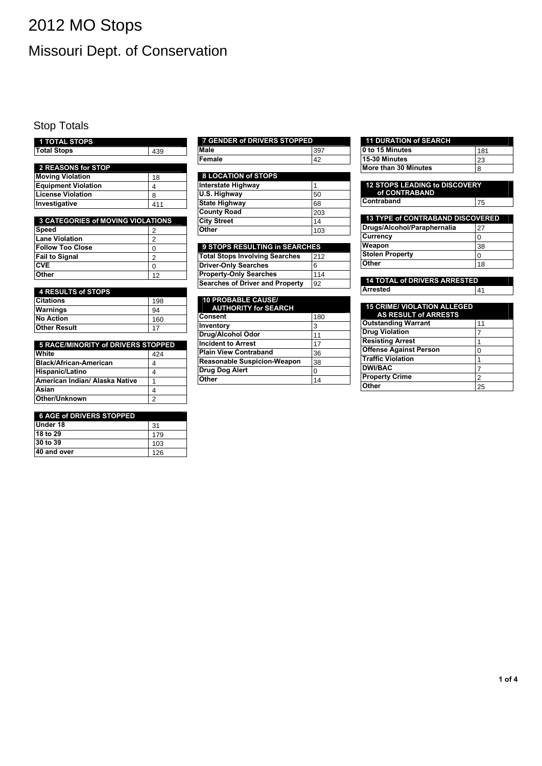# 2012 MO Stops

## Missouri Dept. of Conservation

### Stop Totals

| 1 TOTAL STOPS | |
|---|---|
| Total Stops | 439 |

| 2 REASONS for STOP | |
|---|---|
| Moving Violation | 18 |
| Equipment Violation | 4 |
| License Violation | 8 |
| Investigative | 411 |

| 3 CATEGORIES of MOVING VIOLATIONS | |
|---|---|
| Speed | 2 |
| Lane Violation | 2 |
| Follow Too Close | 0 |
| Fail to Signal | 2 |
| CVE | 0 |
| Other | 12 |

| 4 RESULTS of STOPS | |
|---|---|
| Citations | 198 |
| Warnings | 94 |
| No Action | 160 |
| Other Result | 17 |

| 5 RACE/MINORITY of DRIVERS STOPPED | |
|---|---|
| White | 424 |
| Black/African-American | 4 |
| Hispanic/Latino | 4 |
| American Indian/ Alaska Native | 1 |
| Asian | 4 |
| Other/Unknown | 2 |

| 6 AGE of DRIVERS STOPPED | |
|---|---|
| Under 18 | 31 |
| 18 to 29 | 179 |
| 30 to 39 | 103 |
| 40 and over | 126 |

| 7 GENDER of DRIVERS STOPPED | |
|---|---|
| Male | 397 |
| Female | 42 |

| 8 LOCATION of STOPS | |
|---|---|
| Interstate Highway | 1 |
| U.S. Highway | 50 |
| State Highway | 68 |
| County Road | 203 |
| City Street | 14 |
| Other | 103 |

| 9 STOPS RESULTING in SEARCHES | |
|---|---|
| Total Stops Involving Searches | 212 |
| Driver-Only Searches | 6 |
| Property-Only Searches | 114 |
| Searches of Driver and Property | 92 |

| 10 PROBABLE CAUSE/ AUTHORITY for SEARCH | |
|---|---|
| Consent | 180 |
| Inventory | 3 |
| Drug/Alcohol Odor | 11 |
| Incident to Arrest | 17 |
| Plain View Contraband | 36 |
| Reasonable Suspicion-Weapon | 38 |
| Drug Dog Alert | 0 |
| Other | 14 |

| 11 DURATION of SEARCH | |
|---|---|
| 0 to 15 Minutes | 181 |
| 15-30 Minutes | 23 |
| More than 30 Minutes | 8 |

| 12 STOPS LEADING to DISCOVERY of CONTRABAND | |
|---|---|
| Contraband | 75 |

| 13 TYPE of CONTRABAND DISCOVERED | |
|---|---|
| Drugs/Alcohol/Paraphernalia | 27 |
| Currency | 0 |
| Weapon | 38 |
| Stolen Property | 0 |
| Other | 18 |

| 14 TOTAL of DRIVERS ARRESTED | |
|---|---|
| Arrested | 41 |

| 15 CRIME/ VIOLATION ALLEGED AS RESULT of ARRESTS | |
|---|---|
| Outstanding Warrant | 11 |
| Drug Violation | 7 |
| Resisting Arrest | 1 |
| Offense Against Person | 0 |
| Traffic Violation | 1 |
| DWI/BAC | 7 |
| Property Crime | 2 |
| Other | 25 |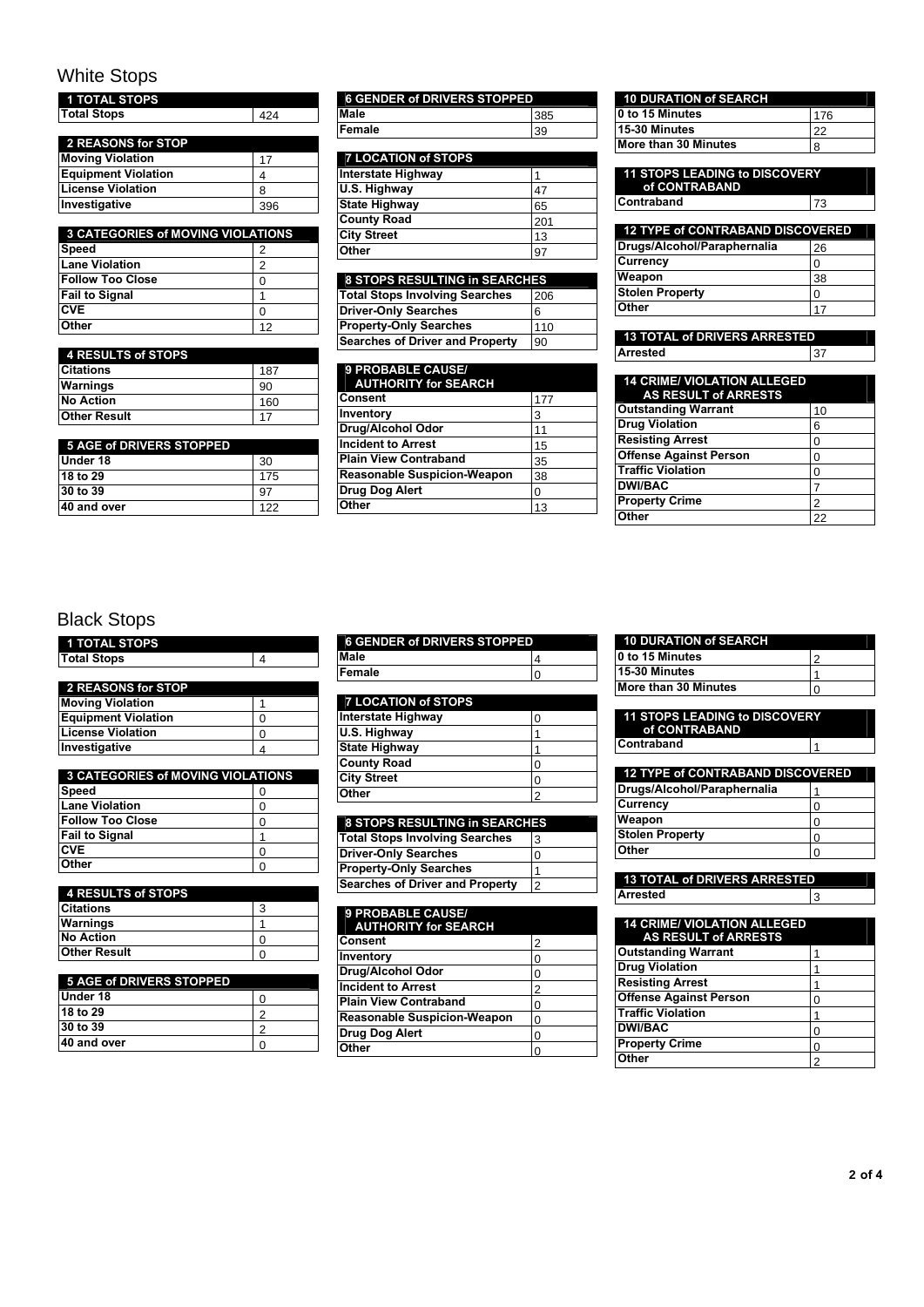## White Stops

| 1 TOTAL STOPS | |
|---|---|
| Total Stops | 424 |

| 2 REASONS for STOP | |
|---|---|
| Moving Violation | 17 |
| Equipment Violation | 4 |
| License Violation | 8 |
| Investigative | 396 |

| 3 CATEGORIES of MOVING VIOLATIONS | |
|---|---|
| Speed | 2 |
| Lane Violation | 2 |
| Follow Too Close | 0 |
| Fail to Signal | 1 |
| CVE | 0 |
| Other | 12 |

| 4 RESULTS of STOPS | |
|---|---|
| Citations | 187 |
| Warnings | 90 |
| No Action | 160 |
| Other Result | 17 |

| 5 AGE of DRIVERS STOPPED | |
|---|---|
| Under 18 | 30 |
| 18 to 29 | 175 |
| 30 to 39 | 97 |
| 40 and over | 122 |

| 6 GENDER of DRIVERS STOPPED | |
|---|---|
| Male | 385 |
| Female | 39 |

| 7 LOCATION of STOPS | |
|---|---|
| Interstate Highway | 1 |
| U.S. Highway | 47 |
| State Highway | 65 |
| County Road | 201 |
| City Street | 13 |
| Other | 97 |

| 8 STOPS RESULTING in SEARCHES | |
|---|---|
| Total Stops Involving Searches | 206 |
| Driver-Only Searches | 6 |
| Property-Only Searches | 110 |
| Searches of Driver and Property | 90 |

| 9 PROBABLE CAUSE/ AUTHORITY for SEARCH | |
|---|---|
| Consent | 177 |
| Inventory | 3 |
| Drug/Alcohol Odor | 11 |
| Incident to Arrest | 15 |
| Plain View Contraband | 35 |
| Reasonable Suspicion-Weapon | 38 |
| Drug Dog Alert | 0 |
| Other | 13 |

| 10 DURATION of SEARCH | |
|---|---|
| 0 to 15 Minutes | 176 |
| 15-30 Minutes | 22 |
| More than 30 Minutes | 8 |

| 11 STOPS LEADING to DISCOVERY of CONTRABAND | |
|---|---|
| Contraband | 73 |

| 12 TYPE of CONTRABAND DISCOVERED | |
|---|---|
| Drugs/Alcohol/Paraphernalia | 26 |
| Currency | 0 |
| Weapon | 38 |
| Stolen Property | 0 |
| Other | 17 |

| 13 TOTAL of DRIVERS ARRESTED | |
|---|---|
| Arrested | 37 |

| 14 CRIME/ VIOLATION ALLEGED AS RESULT of ARRESTS | |
|---|---|
| Outstanding Warrant | 10 |
| Drug Violation | 6 |
| Resisting Arrest | 0 |
| Offense Against Person | 0 |
| Traffic Violation | 0 |
| DWI/BAC | 7 |
| Property Crime | 2 |
| Other | 22 |

## Black Stops

| 1 TOTAL STOPS | |
|---|---|
| Total Stops | 4 |

| 2 REASONS for STOP | |
|---|---|
| Moving Violation | 1 |
| Equipment Violation | 0 |
| License Violation | 0 |
| Investigative | 4 |

| 3 CATEGORIES of MOVING VIOLATIONS | |
|---|---|
| Speed | 0 |
| Lane Violation | 0 |
| Follow Too Close | 0 |
| Fail to Signal | 1 |
| CVE | 0 |
| Other | 0 |

| 4 RESULTS of STOPS | |
|---|---|
| Citations | 3 |
| Warnings | 1 |
| No Action | 0 |
| Other Result | 0 |

| 5 AGE of DRIVERS STOPPED | |
|---|---|
| Under 18 | 0 |
| 18 to 29 | 2 |
| 30 to 39 | 2 |
| 40 and over | 0 |

| 6 GENDER of DRIVERS STOPPED | |
|---|---|
| Male | 4 |
| Female | 0 |

| 7 LOCATION of STOPS | |
|---|---|
| Interstate Highway | 0 |
| U.S. Highway | 1 |
| State Highway | 1 |
| County Road | 0 |
| City Street | 0 |
| Other | 2 |

| 8 STOPS RESULTING in SEARCHES | |
|---|---|
| Total Stops Involving Searches | 3 |
| Driver-Only Searches | 0 |
| Property-Only Searches | 1 |
| Searches of Driver and Property | 2 |

| 9 PROBABLE CAUSE/ AUTHORITY for SEARCH | |
|---|---|
| Consent | 2 |
| Inventory | 0 |
| Drug/Alcohol Odor | 0 |
| Incident to Arrest | 2 |
| Plain View Contraband | 0 |
| Reasonable Suspicion-Weapon | 0 |
| Drug Dog Alert | 0 |
| Other | 0 |

| 10 DURATION of SEARCH | |
|---|---|
| 0 to 15 Minutes | 2 |
| 15-30 Minutes | 1 |
| More than 30 Minutes | 0 |

| 11 STOPS LEADING to DISCOVERY of CONTRABAND | |
|---|---|
| Contraband | 1 |

| 12 TYPE of CONTRABAND DISCOVERED | |
|---|---|
| Drugs/Alcohol/Paraphernalia | 1 |
| Currency | 0 |
| Weapon | 0 |
| Stolen Property | 0 |
| Other | 0 |

| 13 TOTAL of DRIVERS ARRESTED | |
|---|---|
| Arrested | 3 |

| 14 CRIME/ VIOLATION ALLEGED AS RESULT of ARRESTS | |
|---|---|
| Outstanding Warrant | 1 |
| Drug Violation | 1 |
| Resisting Arrest | 1 |
| Offense Against Person | 0 |
| Traffic Violation | 1 |
| DWI/BAC | 0 |
| Property Crime | 0 |
| Other | 2 |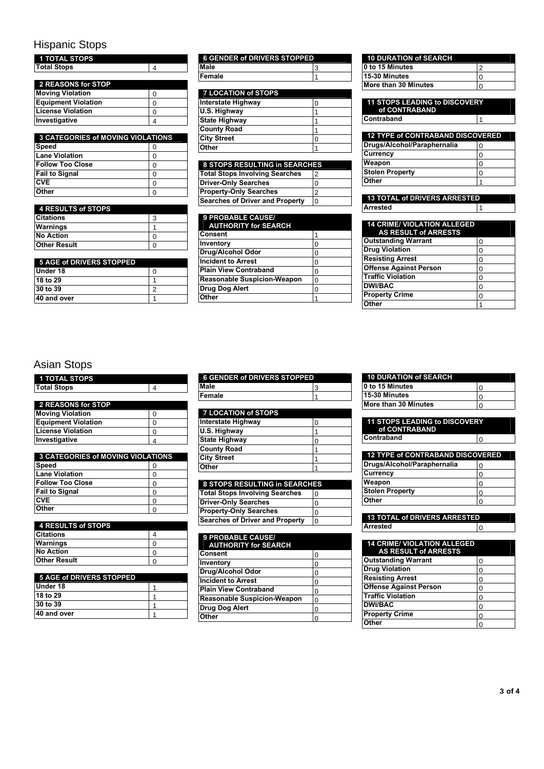## Hispanic Stops

| 1 TOTAL STOPS | |
|---|---|
| Total Stops | 4 |

| 2 REASONS for STOP | |
|---|---|
| Moving Violation | 0 |
| Equipment Violation | 0 |
| License Violation | 0 |
| Investigative | 4 |

| 3 CATEGORIES of MOVING VIOLATIONS | |
|---|---|
| Speed | 0 |
| Lane Violation | 0 |
| Follow Too Close | 0 |
| Fail to Signal | 0 |
| CVE | 0 |
| Other | 0 |

| 4 RESULTS of STOPS | |
|---|---|
| Citations | 3 |
| Warnings | 1 |
| No Action | 0 |
| Other Result | 0 |

| 5 AGE of DRIVERS STOPPED | |
|---|---|
| Under 18 | 0 |
| 18 to 29 | 1 |
| 30 to 39 | 2 |
| 40 and over | 1 |

| 6 GENDER of DRIVERS STOPPED | |
|---|---|
| Male | 3 |
| Female | 1 |

| 7 LOCATION of STOPS | |
|---|---|
| Interstate Highway | 0 |
| U.S. Highway | 1 |
| State Highway | 1 |
| County Road | 1 |
| City Street | 0 |
| Other | 1 |

| 8 STOPS RESULTING in SEARCHES | |
|---|---|
| Total Stops Involving Searches | 2 |
| Driver-Only Searches | 0 |
| Property-Only Searches | 2 |
| Searches of Driver and Property | 0 |

| 9 PROBABLE CAUSE/ AUTHORITY for SEARCH | |
|---|---|
| Consent | 1 |
| Inventory | 0 |
| Drug/Alcohol Odor | 0 |
| Incident to Arrest | 0 |
| Plain View Contraband | 0 |
| Reasonable Suspicion-Weapon | 0 |
| Drug Dog Alert | 0 |
| Other | 1 |

| 10 DURATION of SEARCH | |
|---|---|
| 0 to 15 Minutes | 2 |
| 15-30 Minutes | 0 |
| More than 30 Minutes | 0 |

| 11 STOPS LEADING to DISCOVERY of CONTRABAND | |
|---|---|
| Contraband | 1 |

| 12 TYPE of CONTRABAND DISCOVERED | |
|---|---|
| Drugs/Alcohol/Paraphernalia | 0 |
| Currency | 0 |
| Weapon | 0 |
| Stolen Property | 0 |
| Other | 1 |

| 13 TOTAL of DRIVERS ARRESTED | |
|---|---|
| Arrested | 1 |

| 14 CRIME/ VIOLATION ALLEGED AS RESULT of ARRESTS | |
|---|---|
| Outstanding Warrant | 0 |
| Drug Violation | 0 |
| Resisting Arrest | 0 |
| Offense Against Person | 0 |
| Traffic Violation | 0 |
| DWI/BAC | 0 |
| Property Crime | 0 |
| Other | 1 |

## Asian Stops

| 1 TOTAL STOPS | |
|---|---|
| Total Stops | 4 |

| 2 REASONS for STOP | |
|---|---|
| Moving Violation | 0 |
| Equipment Violation | 0 |
| License Violation | 0 |
| Investigative | 4 |

| 3 CATEGORIES of MOVING VIOLATIONS | |
|---|---|
| Speed | 0 |
| Lane Violation | 0 |
| Follow Too Close | 0 |
| Fail to Signal | 0 |
| CVE | 0 |
| Other | 0 |

| 4 RESULTS of STOPS | |
|---|---|
| Citations | 4 |
| Warnings | 0 |
| No Action | 0 |
| Other Result | 0 |

| 5 AGE of DRIVERS STOPPED | |
|---|---|
| Under 18 | 1 |
| 18 to 29 | 1 |
| 30 to 39 | 1 |
| 40 and over | 1 |

| 6 GENDER of DRIVERS STOPPED | |
|---|---|
| Male | 3 |
| Female | 1 |

| 7 LOCATION of STOPS | |
|---|---|
| Interstate Highway | 0 |
| U.S. Highway | 1 |
| State Highway | 0 |
| County Road | 1 |
| City Street | 1 |
| Other | 1 |

| 8 STOPS RESULTING in SEARCHES | |
|---|---|
| Total Stops Involving Searches | 0 |
| Driver-Only Searches | 0 |
| Property-Only Searches | 0 |
| Searches of Driver and Property | 0 |

| 9 PROBABLE CAUSE/ AUTHORITY for SEARCH | |
|---|---|
| Consent | 0 |
| Inventory | 0 |
| Drug/Alcohol Odor | 0 |
| Incident to Arrest | 0 |
| Plain View Contraband | 0 |
| Reasonable Suspicion-Weapon | 0 |
| Drug Dog Alert | 0 |
| Other | 0 |

| 10 DURATION of SEARCH | |
|---|---|
| 0 to 15 Minutes | 0 |
| 15-30 Minutes | 0 |
| More than 30 Minutes | 0 |

| 11 STOPS LEADING to DISCOVERY of CONTRABAND | |
|---|---|
| Contraband | 0 |

| 12 TYPE of CONTRABAND DISCOVERED | |
|---|---|
| Drugs/Alcohol/Paraphernalia | 0 |
| Currency | 0 |
| Weapon | 0 |
| Stolen Property | 0 |
| Other | 0 |

| 13 TOTAL of DRIVERS ARRESTED | |
|---|---|
| Arrested | 0 |

| 14 CRIME/ VIOLATION ALLEGED AS RESULT of ARRESTS | |
|---|---|
| Outstanding Warrant | 0 |
| Drug Violation | 0 |
| Resisting Arrest | 0 |
| Offense Against Person | 0 |
| Traffic Violation | 0 |
| DWI/BAC | 0 |
| Property Crime | 0 |
| Other | 0 |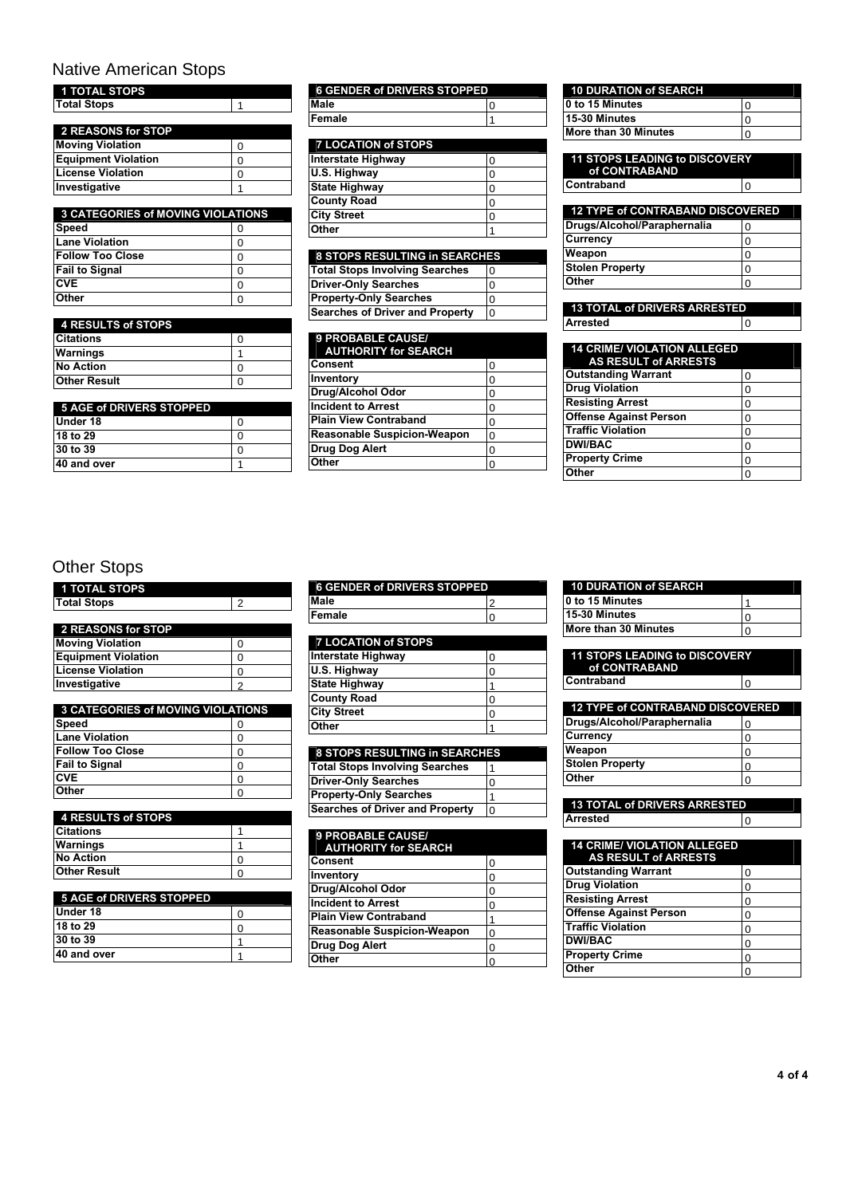## Native American Stops

| 1 TOTAL STOPS | |
|---|---|
| Total Stops | 1 |

| 2 REASONS for STOP | |
|---|---|
| Moving Violation | 0 |
| Equipment Violation | 0 |
| License Violation | 0 |
| Investigative | 1 |

| 3 CATEGORIES of MOVING VIOLATIONS | |
|---|---|
| Speed | 0 |
| Lane Violation | 0 |
| Follow Too Close | 0 |
| Fail to Signal | 0 |
| CVE | 0 |
| Other | 0 |

| 4 RESULTS of STOPS | |
|---|---|
| Citations | 0 |
| Warnings | 1 |
| No Action | 0 |
| Other Result | 0 |

| 5 AGE of DRIVERS STOPPED | |
|---|---|
| Under 18 | 0 |
| 18 to 29 | 0 |
| 30 to 39 | 0 |
| 40 and over | 1 |

| 6 GENDER of DRIVERS STOPPED | |
|---|---|
| Male | 0 |
| Female | 1 |

| 7 LOCATION of STOPS | |
|---|---|
| Interstate Highway | 0 |
| U.S. Highway | 0 |
| State Highway | 0 |
| County Road | 0 |
| City Street | 0 |
| Other | 1 |

| 8 STOPS RESULTING in SEARCHES | |
|---|---|
| Total Stops Involving Searches | 0 |
| Driver-Only Searches | 0 |
| Property-Only Searches | 0 |
| Searches of Driver and Property | 0 |

| 9 PROBABLE CAUSE/ AUTHORITY for SEARCH | |
|---|---|
| Consent | 0 |
| Inventory | 0 |
| Drug/Alcohol Odor | 0 |
| Incident to Arrest | 0 |
| Plain View Contraband | 0 |
| Reasonable Suspicion-Weapon | 0 |
| Drug Dog Alert | 0 |
| Other | 0 |

| 10 DURATION of SEARCH | |
|---|---|
| 0 to 15 Minutes | 0 |
| 15-30 Minutes | 0 |
| More than 30 Minutes | 0 |

| 11 STOPS LEADING to DISCOVERY of CONTRABAND | |
|---|---|
| Contraband | 0 |

| 12 TYPE of CONTRABAND DISCOVERED | |
|---|---|
| Drugs/Alcohol/Paraphernalia | 0 |
| Currency | 0 |
| Weapon | 0 |
| Stolen Property | 0 |
| Other | 0 |

| 13 TOTAL of DRIVERS ARRESTED | |
|---|---|
| Arrested | 0 |

| 14 CRIME/ VIOLATION ALLEGED AS RESULT of ARRESTS | |
|---|---|
| Outstanding Warrant | 0 |
| Drug Violation | 0 |
| Resisting Arrest | 0 |
| Offense Against Person | 0 |
| Traffic Violation | 0 |
| DWI/BAC | 0 |
| Property Crime | 0 |
| Other | 0 |

## Other Stops

| 1 TOTAL STOPS | |
|---|---|
| Total Stops | 2 |

| 2 REASONS for STOP | |
|---|---|
| Moving Violation | 0 |
| Equipment Violation | 0 |
| License Violation | 0 |
| Investigative | 2 |

| 3 CATEGORIES of MOVING VIOLATIONS | |
|---|---|
| Speed | 0 |
| Lane Violation | 0 |
| Follow Too Close | 0 |
| Fail to Signal | 0 |
| CVE | 0 |
| Other | 0 |

| 4 RESULTS of STOPS | |
|---|---|
| Citations | 1 |
| Warnings | 1 |
| No Action | 0 |
| Other Result | 0 |

| 5 AGE of DRIVERS STOPPED | |
|---|---|
| Under 18 | 0 |
| 18 to 29 | 0 |
| 30 to 39 | 1 |
| 40 and over | 1 |

| 6 GENDER of DRIVERS STOPPED | |
|---|---|
| Male | 2 |
| Female | 0 |

| 7 LOCATION of STOPS | |
|---|---|
| Interstate Highway | 0 |
| U.S. Highway | 0 |
| State Highway | 1 |
| County Road | 0 |
| City Street | 0 |
| Other | 1 |

| 8 STOPS RESULTING in SEARCHES | |
|---|---|
| Total Stops Involving Searches | 1 |
| Driver-Only Searches | 0 |
| Property-Only Searches | 1 |
| Searches of Driver and Property | 0 |

| 9 PROBABLE CAUSE/ AUTHORITY for SEARCH | |
|---|---|
| Consent | 0 |
| Inventory | 0 |
| Drug/Alcohol Odor | 0 |
| Incident to Arrest | 0 |
| Plain View Contraband | 1 |
| Reasonable Suspicion-Weapon | 0 |
| Drug Dog Alert | 0 |
| Other | 0 |

| 10 DURATION of SEARCH | |
|---|---|
| 0 to 15 Minutes | 1 |
| 15-30 Minutes | 0 |
| More than 30 Minutes | 0 |

| 11 STOPS LEADING to DISCOVERY of CONTRABAND | |
|---|---|
| Contraband | 0 |

| 12 TYPE of CONTRABAND DISCOVERED | |
|---|---|
| Drugs/Alcohol/Paraphernalia | 0 |
| Currency | 0 |
| Weapon | 0 |
| Stolen Property | 0 |
| Other | 0 |

| 13 TOTAL of DRIVERS ARRESTED | |
|---|---|
| Arrested | 0 |

| 14 CRIME/ VIOLATION ALLEGED AS RESULT of ARRESTS | |
|---|---|
| Outstanding Warrant | 0 |
| Drug Violation | 0 |
| Resisting Arrest | 0 |
| Offense Against Person | 0 |
| Traffic Violation | 0 |
| DWI/BAC | 0 |
| Property Crime | 0 |
| Other | 0 |